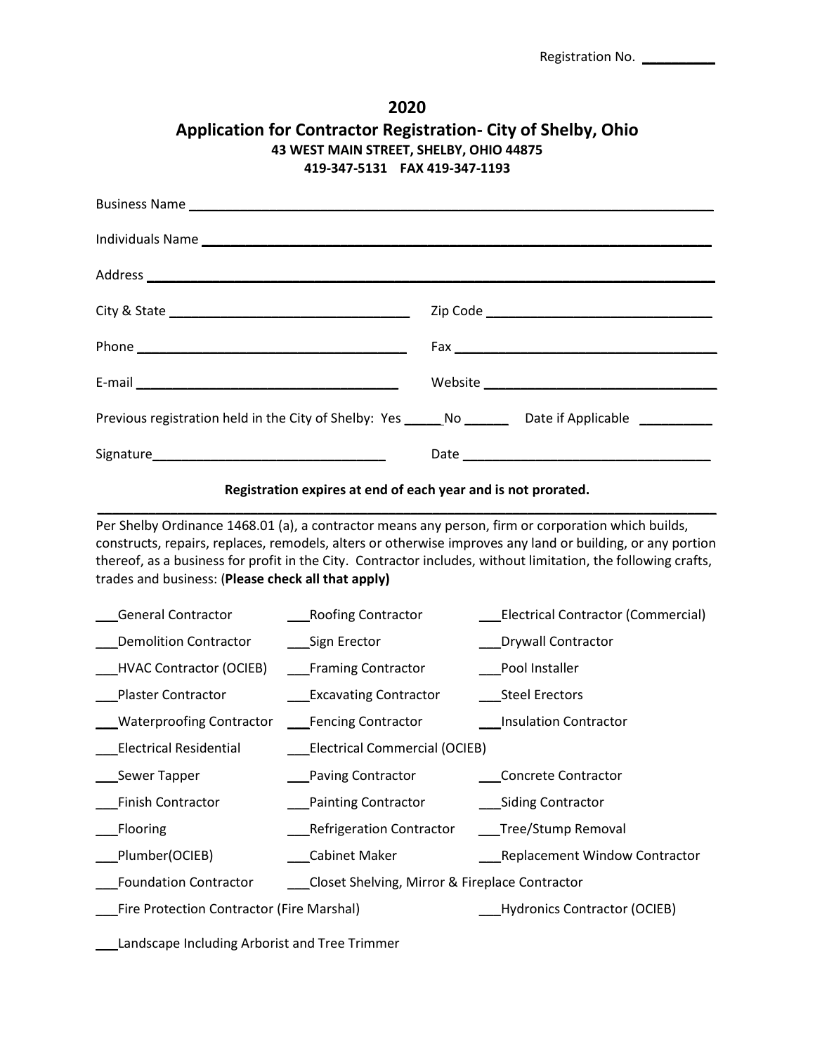Registration No. __________

# 2020

## Application for Contractor Registration- City of Shelby, Ohio

**43 WEST MAIN STREET, SHELBY, OHIO 44875**

**419-347-5131 FAX 419-347-1193**

Business Name ______________________________________________________________

Individuals Name ____________________________________________________________

Address ____________________________________________________________________

City & State ________________________________ Zip Code ______________________________

Phone ____________________________________ Fax __________________________________

E-mail ___________________________________ Website ______________________________

Previous registration held in the City of Shelby: Yes _____No ______ Date if Applicable __________

Signature______________________________ Date ________________________________

**Registration expires at end of each year and is not prorated.**

---

Per Shelby Ordinance 1468.01 (a), a contractor means any person, firm or corporation which builds, constructs, repairs, replaces, remodels, alters or otherwise improves any land or building, or any portion thereof, as a business for profit in the City. Contractor includes, without limitation, the following crafts, trades and business: (**Please check all that apply)**

___General Contractor ___Roofing Contractor ___Electrical Contractor (Commercial)

___Demolition Contractor ___Sign Erector ___Drywall Contractor

___HVAC Contractor (OCIEB) ___Framing Contractor ___Pool Installer

___Plaster Contractor ___Excavating Contractor ___Steel Erectors

___Waterproofing Contractor ___Fencing Contractor ___Insulation Contractor

___Electrical Residential ___Electrical Commercial (OCIEB)

___Sewer Tapper ___Paving Contractor ___Concrete Contractor

___Finish Contractor ___Painting Contractor ___Siding Contractor

___Flooring ___Refrigeration Contractor ___Tree/Stump Removal

___Plumber(OCIEB) ___Cabinet Maker ___Replacement Window Contractor

___Foundation Contractor ___Closet Shelving, Mirror & Fireplace Contractor

___Fire Protection Contractor (Fire Marshal) ___Hydronics Contractor (OCIEB)

___Landscape Including Arborist and Tree Trimmer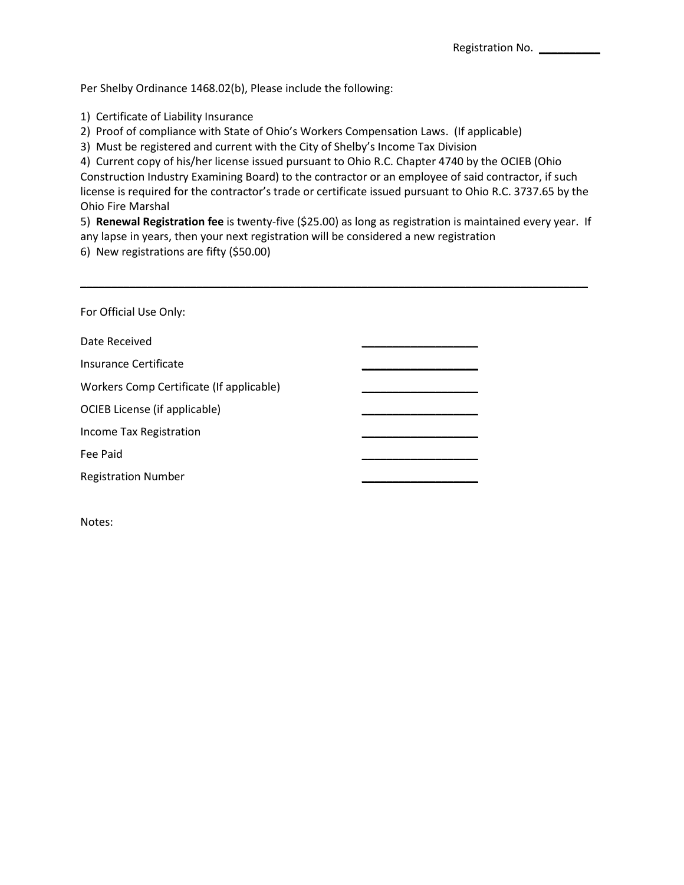Registration No. ___________

Per Shelby Ordinance 1468.02(b), Please include the following:

1) Certificate of Liability Insurance
2) Proof of compliance with State of Ohio's Workers Compensation Laws. (If applicable)
3) Must be registered and current with the City of Shelby's Income Tax Division
4) Current copy of his/her license issued pursuant to Ohio R.C. Chapter 4740 by the OCIEB (Ohio Construction Industry Examining Board) to the contractor or an employee of said contractor, if such license is required for the contractor's trade or certificate issued pursuant to Ohio R.C. 3737.65 by the Ohio Fire Marshal
5) **Renewal Registration fee** is twenty-five ($25.00) as long as registration is maintained every year. If any lapse in years, then your next registration will be considered a new registration
6) New registrations are fifty ($50.00)

---

For Official Use Only:

Date Received ___________________

Insurance Certificate ___________________

Workers Comp Certificate (If applicable) ___________________

OCIEB License (if applicable) ___________________

Income Tax Registration ___________________

Fee Paid ___________________

Registration Number ___________________

Notes: